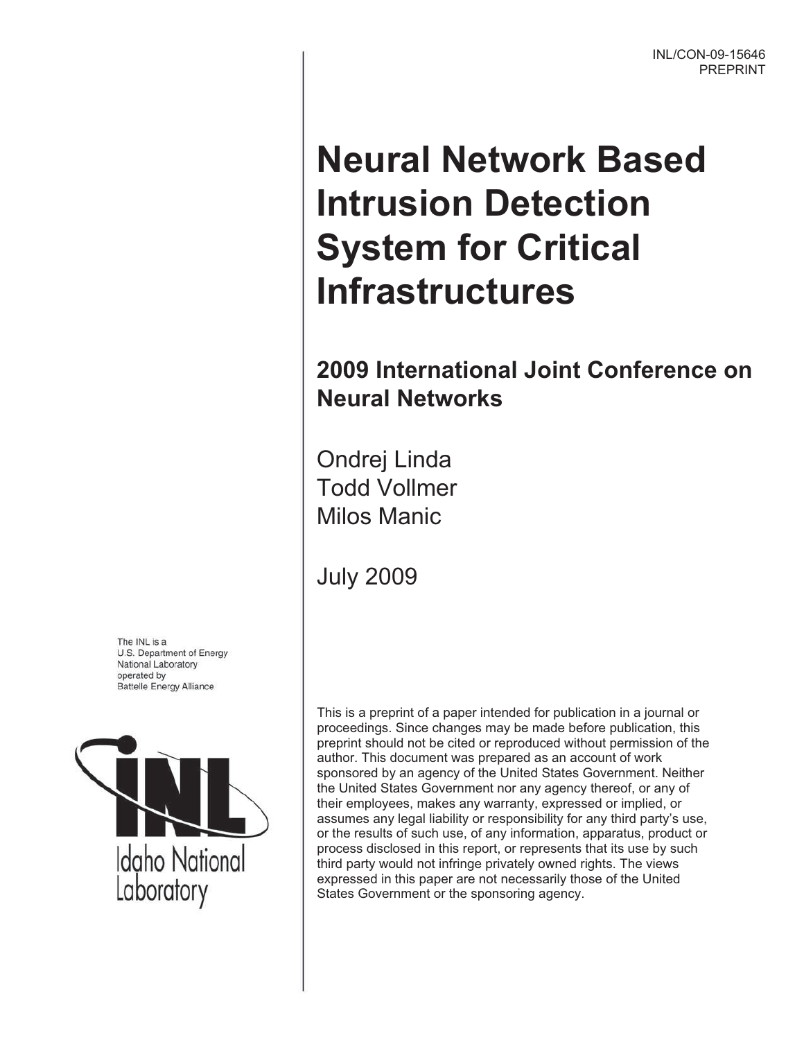INL/CON-09-15646
PREPRINT

# Neural Network Based Intrusion Detection System for Critical Infrastructures

## 2009 International Joint Conference on Neural Networks

Ondrej Linda
Todd Vollmer
Milos Manic

July 2009

The INL is a
U.S. Department of Energy
National Laboratory
operated by
Battelle Energy Alliance

Idaho National Laboratory

This is a preprint of a paper intended for publication in a journal or proceedings. Since changes may be made before publication, this preprint should not be cited or reproduced without permission of the author. This document was prepared as an account of work sponsored by an agency of the United States Government. Neither the United States Government nor any agency thereof, or any of their employees, makes any warranty, expressed or implied, or assumes any legal liability or responsibility for any third party's use, or the results of such use, of any information, apparatus, product or process disclosed in this report, or represents that its use by such third party would not infringe privately owned rights. The views expressed in this paper are not necessarily those of the United States Government or the sponsoring agency.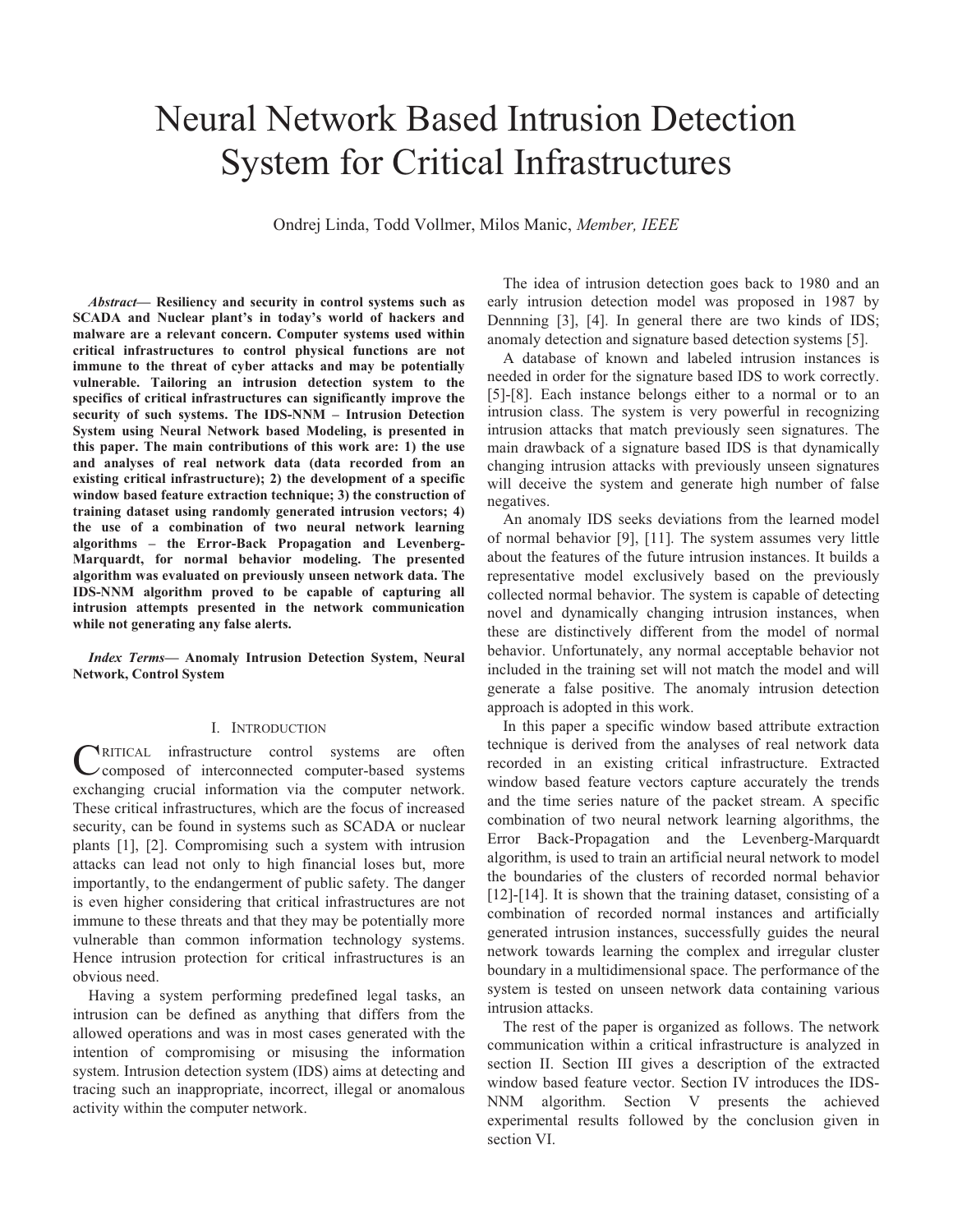# Neural Network Based Intrusion Detection System for Critical Infrastructures

Ondrej Linda, Todd Vollmer, Milos Manic, *Member, IEEE*

***Abstract*— Resiliency and security in control systems such as SCADA and Nuclear plant's in today's world of hackers and malware are a relevant concern. Computer systems used within critical infrastructures to control physical functions are not immune to the threat of cyber attacks and may be potentially vulnerable. Tailoring an intrusion detection system to the specifics of critical infrastructures can significantly improve the security of such systems. The IDS-NNM – Intrusion Detection System using Neural Network based Modeling, is presented in this paper. The main contributions of this work are: 1) the use and analyses of real network data (data recorded from an existing critical infrastructure); 2) the development of a specific window based feature extraction technique; 3) the construction of training dataset using randomly generated intrusion vectors; 4) the use of a combination of two neural network learning algorithms – the Error-Back Propagation and Levenberg-Marquardt, for normal behavior modeling. The presented algorithm was evaluated on previously unseen network data. The IDS-NNM algorithm proved to be capable of capturing all intrusion attempts presented in the network communication while not generating any false alerts.**

***Index Terms*— Anomaly Intrusion Detection System, Neural Network, Control System**

## I. Introduction

Critical infrastructure control systems are often composed of interconnected computer-based systems exchanging crucial information via the computer network. These critical infrastructures, which are the focus of increased security, can be found in systems such as SCADA or nuclear plants [1], [2]. Compromising such a system with intrusion attacks can lead not only to high financial loses but, more importantly, to the endangerment of public safety. The danger is even higher considering that critical infrastructures are not immune to these threats and that they may be potentially more vulnerable than common information technology systems. Hence intrusion protection for critical infrastructures is an obvious need.

Having a system performing predefined legal tasks, an intrusion can be defined as anything that differs from the allowed operations and was in most cases generated with the intention of compromising or misusing the information system. Intrusion detection system (IDS) aims at detecting and tracing such an inappropriate, incorrect, illegal or anomalous activity within the computer network.

The idea of intrusion detection goes back to 1980 and an early intrusion detection model was proposed in 1987 by Dennning [3], [4]. In general there are two kinds of IDS; anomaly detection and signature based detection systems [5].

A database of known and labeled intrusion instances is needed in order for the signature based IDS to work correctly. [5]-[8]. Each instance belongs either to a normal or to an intrusion class. The system is very powerful in recognizing intrusion attacks that match previously seen signatures. The main drawback of a signature based IDS is that dynamically changing intrusion attacks with previously unseen signatures will deceive the system and generate high number of false negatives.

An anomaly IDS seeks deviations from the learned model of normal behavior [9], [11]. The system assumes very little about the features of the future intrusion instances. It builds a representative model exclusively based on the previously collected normal behavior. The system is capable of detecting novel and dynamically changing intrusion instances, when these are distinctively different from the model of normal behavior. Unfortunately, any normal acceptable behavior not included in the training set will not match the model and will generate a false positive. The anomaly intrusion detection approach is adopted in this work.

In this paper a specific window based attribute extraction technique is derived from the analyses of real network data recorded in an existing critical infrastructure. Extracted window based feature vectors capture accurately the trends and the time series nature of the packet stream. A specific combination of two neural network learning algorithms, the Error Back-Propagation and the Levenberg-Marquardt algorithm, is used to train an artificial neural network to model the boundaries of the clusters of recorded normal behavior [12]-[14]. It is shown that the training dataset, consisting of a combination of recorded normal instances and artificially generated intrusion instances, successfully guides the neural network towards learning the complex and irregular cluster boundary in a multidimensional space. The performance of the system is tested on unseen network data containing various intrusion attacks.

The rest of the paper is organized as follows. The network communication within a critical infrastructure is analyzed in section II. Section III gives a description of the extracted window based feature vector. Section IV introduces the IDS-NNM algorithm. Section V presents the achieved experimental results followed by the conclusion given in section VI.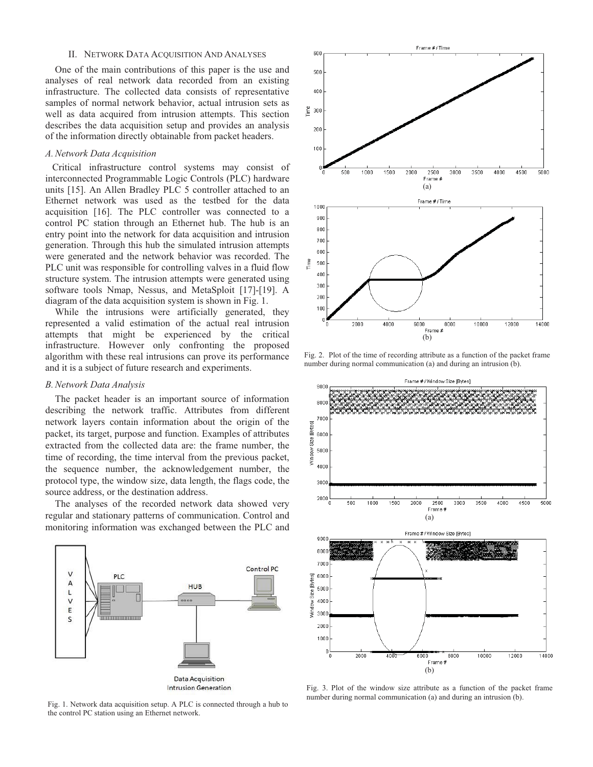## II. Network Data Acquisition And Analyses

One of the main contributions of this paper is the use and analyses of real network data recorded from an existing infrastructure. The collected data consists of representative samples of normal network behavior, actual intrusion sets as well as data acquired from intrusion attempts. This section describes the data acquisition setup and provides an analysis of the information directly obtainable from packet headers.

### *A. Network Data Acquisition*

Critical infrastructure control systems may consist of interconnected Programmable Logic Controls (PLC) hardware units [15]. An Allen Bradley PLC 5 controller attached to an Ethernet network was used as the testbed for the data acquisition [16]. The PLC controller was connected to a control PC station through an Ethernet hub. The hub is an entry point into the network for data acquisition and intrusion generation. Through this hub the simulated intrusion attempts were generated and the network behavior was recorded. The PLC unit was responsible for controlling valves in a fluid flow structure system. The intrusion attempts were generated using software tools Nmap, Nessus, and MetaSploit [17]-[19]. A diagram of the data acquisition system is shown in Fig. 1.

While the intrusions were artificially generated, they represented a valid estimation of the actual real intrusion attempts that might be experienced by the critical infrastructure. However only confronting the proposed algorithm with these real intrusions can prove its performance and it is a subject of future research and experiments.

### *B. Network Data Analysis*

The packet header is an important source of information describing the network traffic. Attributes from different network layers contain information about the origin of the packet, its target, purpose and function. Examples of attributes extracted from the collected data are: the frame number, the time of recording, the time interval from the previous packet, the sequence number, the acknowledgement number, the protocol type, the window size, data length, the flags code, the source address, or the destination address.

The analyses of the recorded network data showed very regular and stationary patterns of communication. Control and monitoring information was exchanged between the PLC and

Fig. 1. Network data acquisition setup. A PLC is connected through a hub to the control PC station using an Ethernet network.

Fig. 2. Plot of the time of recording attribute as a function of the packet frame number during normal communication (a) and during an intrusion (b).

Fig. 3. Plot of the window size attribute as a function of the packet frame number during normal communication (a) and during an intrusion (b).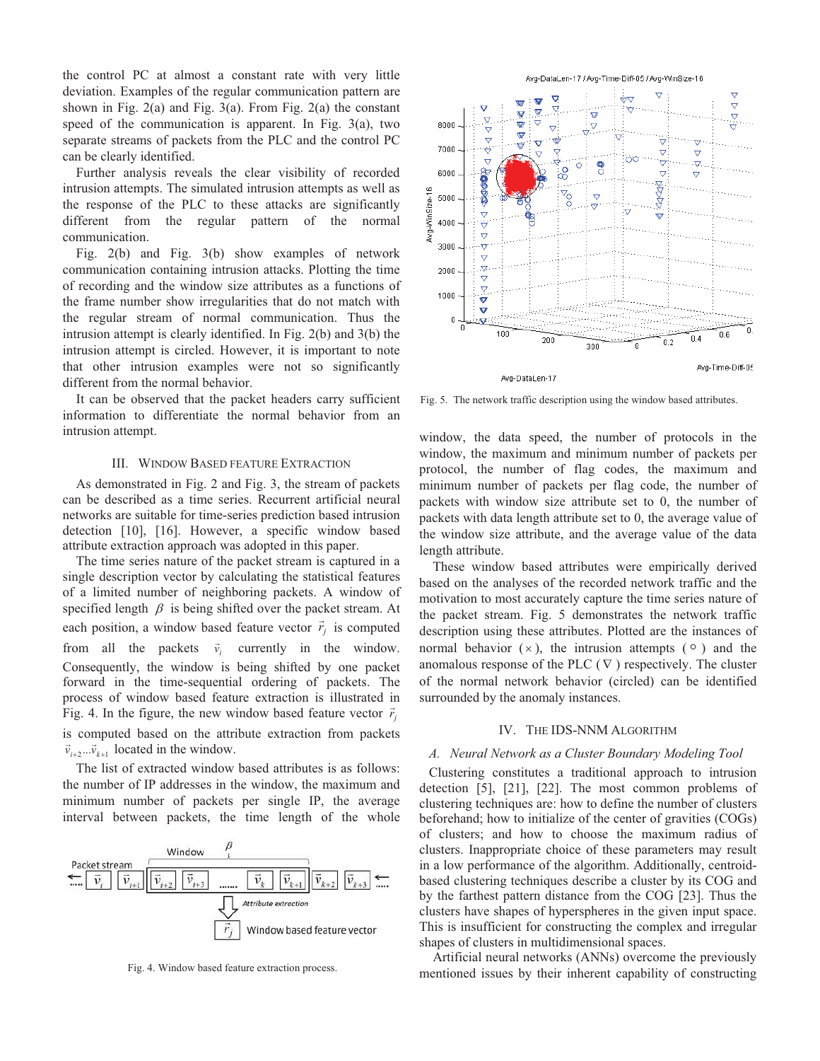the control PC at almost a constant rate with very little deviation. Examples of the regular communication pattern are shown in Fig. 2(a) and Fig. 3(a). From Fig. 2(a) the constant speed of the communication is apparent. In Fig. 3(a), two separate streams of packets from the PLC and the control PC can be clearly identified.

Further analysis reveals the clear visibility of recorded intrusion attempts. The simulated intrusion attempts as well as the response of the PLC to these attacks are significantly different from the regular pattern of the normal communication.

Fig. 2(b) and Fig. 3(b) show examples of network communication containing intrusion attacks. Plotting the time of recording and the window size attributes as a functions of the frame number show irregularities that do not match with the regular stream of normal communication. Thus the intrusion attempt is clearly identified. In Fig. 2(b) and 3(b) the intrusion attempt is circled. However, it is important to note that other intrusion examples were not so significantly different from the normal behavior.

It can be observed that the packet headers carry sufficient information to differentiate the normal behavior from an intrusion attempt.

## III. Window Based Feature Extraction

As demonstrated in Fig. 2 and Fig. 3, the stream of packets can be described as a time series. Recurrent artificial neural networks are suitable for time-series prediction based intrusion detection [10], [16]. However, a specific window based attribute extraction approach was adopted in this paper.

The time series nature of the packet stream is captured in a single description vector by calculating the statistical features of a limited number of neighboring packets. A window of specified length $\beta$ is being shifted over the packet stream. At each position, a window based feature vector $\vec{r}_j$ is computed from all the packets $\vec{v}_i$ currently in the window. Consequently, the window is being shifted by one packet forward in the time-sequential ordering of packets. The process of window based feature extraction is illustrated in Fig. 4. In the figure, the new window based feature vector $\vec{r}_j$ is computed based on the attribute extraction from packets $\vec{v}_{i+2} \ldots \vec{v}_{k+1}$ located in the window.

The list of extracted window based attributes is as follows: the number of IP addresses in the window, the maximum and minimum number of packets per single IP, the average interval between packets, the time length of the whole window, the data speed, the number of protocols in the window, the maximum and minimum number of packets per protocol, the number of flag codes, the maximum and minimum number of packets per flag code, the number of packets with window size attribute set to 0, the number of packets with data length attribute set to 0, the average value of the window size attribute, and the average value of the data length attribute.

Fig. 4. Window based feature extraction process.

These window based attributes were empirically derived based on the analyses of the recorded network traffic and the motivation to most accurately capture the time series nature of the packet stream. Fig. 5 demonstrates the network traffic description using these attributes. Plotted are the instances of normal behavior (×), the intrusion attempts (○) and the anomalous response of the PLC (∇) respectively. The cluster of the normal network behavior (circled) can be identified surrounded by the anomaly instances.

Fig. 5. The network traffic description using the window based attributes.

## IV. The IDS-NNM Algorithm

### A. Neural Network as a Cluster Boundary Modeling Tool

Clustering constitutes a traditional approach to intrusion detection [5], [21], [22]. The most common problems of clustering techniques are: how to define the number of clusters beforehand; how to initialize of the center of gravities (COGs) of clusters; and how to choose the maximum radius of clusters. Inappropriate choice of these parameters may result in a low performance of the algorithm. Additionally, centroid-based clustering techniques describe a cluster by its COG and by the farthest pattern distance from the COG [23]. Thus the clusters have shapes of hyperspheres in the given input space. This is insufficient for constructing the complex and irregular shapes of clusters in multidimensional spaces.

Artificial neural networks (ANNs) overcome the previously mentioned issues by their inherent capability of constructing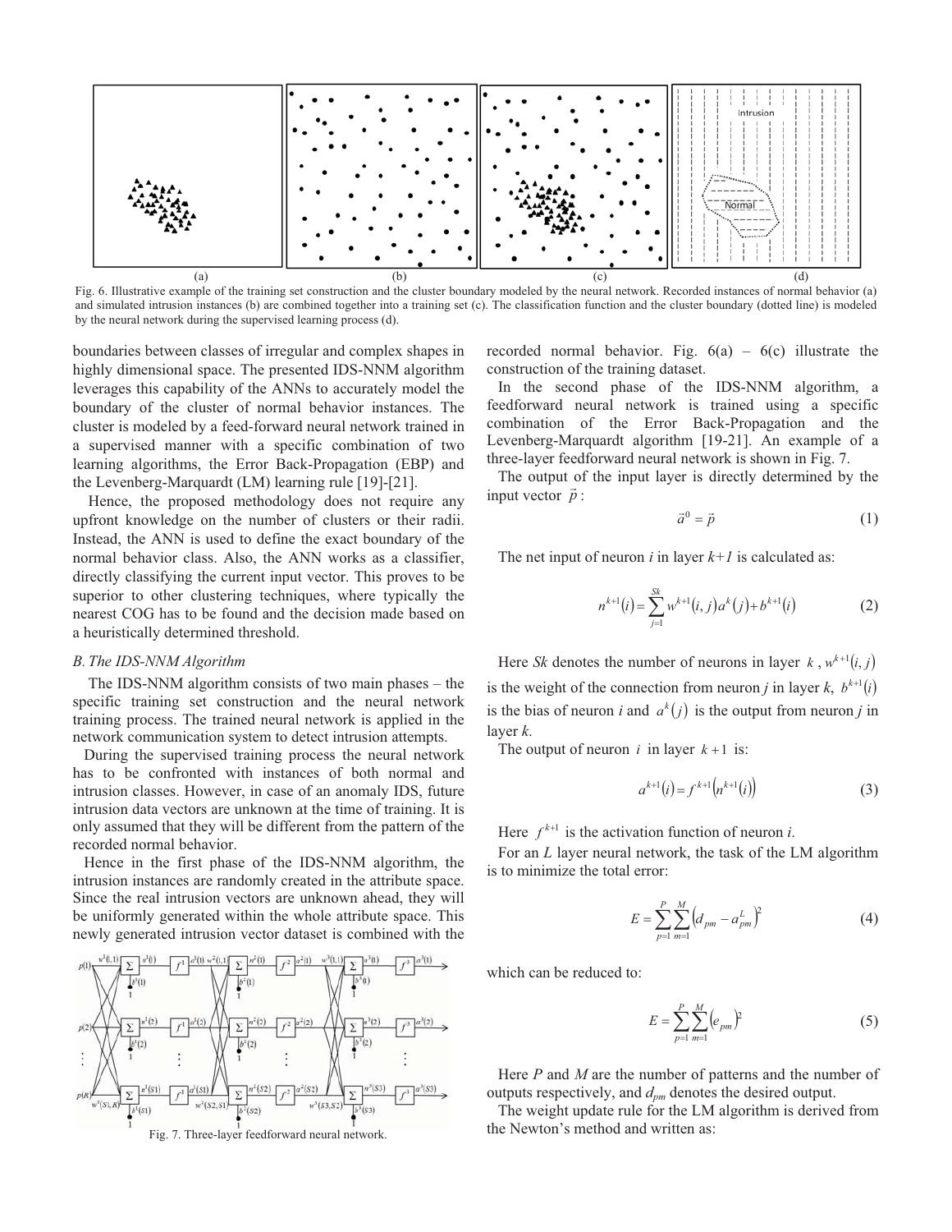(a) (b) (c) (d)

Intrusion

Normal

Fig. 6. Illustrative example of the training set construction and the cluster boundary modeled by the neural network. Recorded instances of normal behavior (a) and simulated intrusion instances (b) are combined together into a training set (c). The classification function and the cluster boundary (dotted line) is modeled by the neural network during the supervised learning process (d).

boundaries between classes of irregular and complex shapes in highly dimensional space. The presented IDS-NNM algorithm leverages this capability of the ANNs to accurately model the boundary of the cluster of normal behavior instances. The cluster is modeled by a feed-forward neural network trained in a supervised manner with a specific combination of two learning algorithms, the Error Back-Propagation (EBP) and the Levenberg-Marquardt (LM) learning rule [19]-[21].

Hence, the proposed methodology does not require any upfront knowledge on the number of clusters or their radii. Instead, the ANN is used to define the exact boundary of the normal behavior class. Also, the ANN works as a classifier, directly classifying the current input vector. This proves to be superior to other clustering techniques, where typically the nearest COG has to be found and the decision made based on a heuristically determined threshold.

### *B. The IDS-NNM Algorithm*

The IDS-NNM algorithm consists of two main phases – the specific training set construction and the neural network training process. The trained neural network is applied in the network communication system to detect intrusion attempts.

During the supervised training process the neural network has to be confronted with instances of both normal and intrusion classes. However, in case of an anomaly IDS, future intrusion data vectors are unknown at the time of training. It is only assumed that they will be different from the pattern of the recorded normal behavior.

Hence in the first phase of the IDS-NNM algorithm, the intrusion instances are randomly created in the attribute space. Since the real intrusion vectors are unknown ahead, they will be uniformly generated within the whole attribute space. This newly generated intrusion vector dataset is combined with the recorded normal behavior. Fig. 6(a) – 6(c) illustrate the construction of the training dataset.

Fig. 7. Three-layer feedforward neural network.

In the second phase of the IDS-NNM algorithm, a feedforward neural network is trained using a specific combination of the Error Back-Propagation and the Levenberg-Marquardt algorithm [19-21]. An example of a three-layer feedforward neural network is shown in Fig. 7.

The output of the input layer is directly determined by the input vector $\vec{p}$:

$$\vec{a}^{0} = \vec{p} \tag{1}$$

The net input of neuron $i$ in layer $k+1$ is calculated as:

$$n^{k+1}(i) = \sum_{j=1}^{Sk} w^{k+1}(i,j)a^{k}(j) + b^{k+1}(i) \tag{2}$$

Here $Sk$ denotes the number of neurons in layer $k$, $w^{k+1}(i,j)$ is the weight of the connection from neuron $j$ in layer $k$, $b^{k+1}(i)$ is the bias of neuron $i$ and $a^{k}(j)$ is the output from neuron $j$ in layer $k$.

The output of neuron $i$ in layer $k+1$ is:

$$a^{k+1}(i) = f^{k+1}\left(n^{k+1}(i)\right) \tag{3}$$

Here $f^{k+1}$ is the activation function of neuron $i$.

For an $L$ layer neural network, the task of the LM algorithm is to minimize the total error:

$$E = \sum_{p=1}^{P}\sum_{m=1}^{M}\left(d_{pm} - a_{pm}^{L}\right)^{2} \tag{4}$$

which can be reduced to:

$$E = \sum_{p=1}^{P}\sum_{m=1}^{M}\left(e_{pm}\right)^{2} \tag{5}$$

Here $P$ and $M$ are the number of patterns and the number of outputs respectively, and $d_{pm}$ denotes the desired output.

The weight update rule for the LM algorithm is derived from the Newton's method and written as: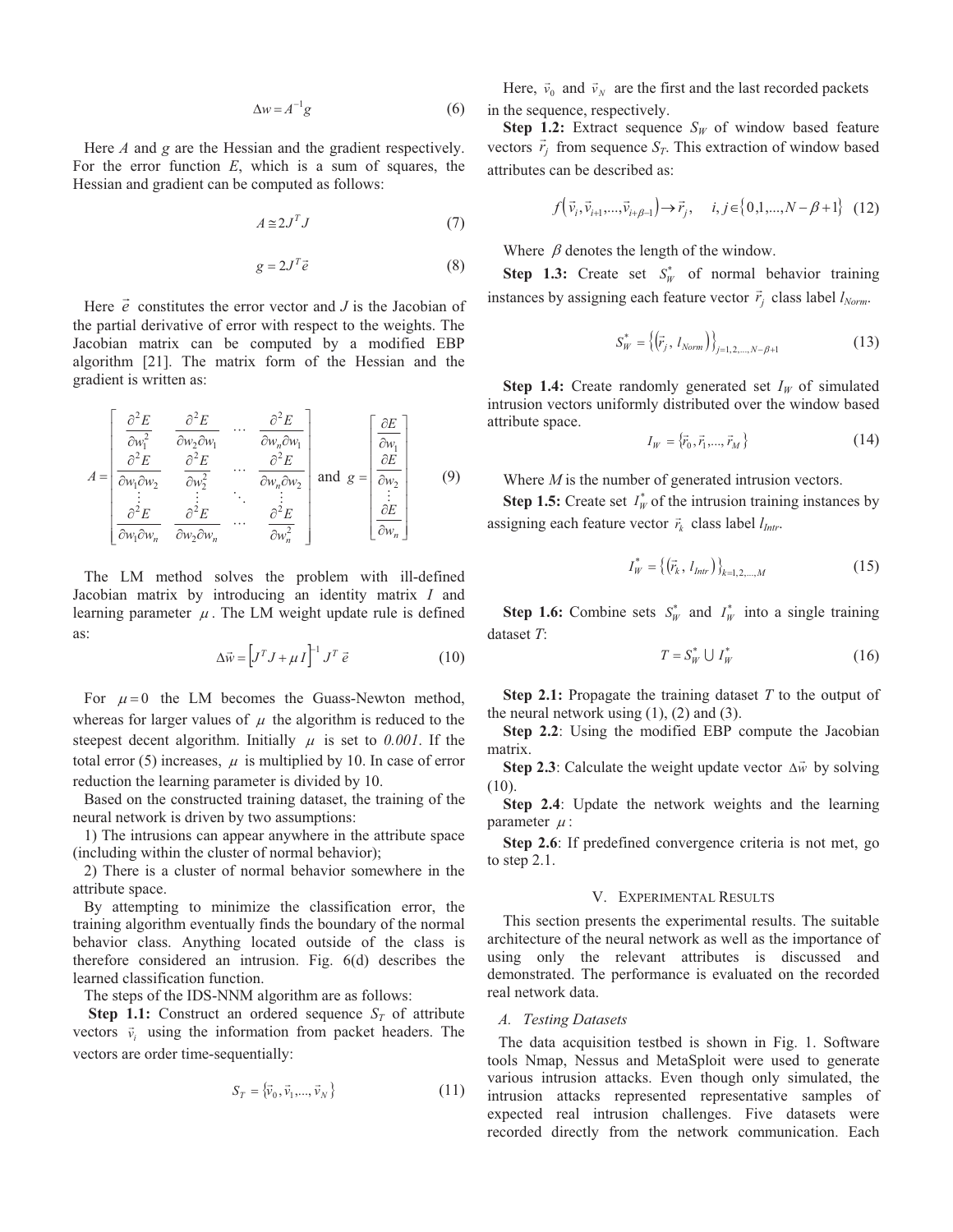$$\Delta w = A^{-1} g \tag{6}$$

Here $A$ and $g$ are the Hessian and the gradient respectively. For the error function $E$, which is a sum of squares, the Hessian and gradient can be computed as follows:

$$A \cong 2J^T J \tag{7}$$

$$g = 2J^T \vec{e} \tag{8}$$

Here $\vec{e}$ constitutes the error vector and $J$ is the Jacobian of the partial derivative of error with respect to the weights. The Jacobian matrix can be computed by a modified EBP algorithm [21]. The matrix form of the Hessian and the gradient is written as:

$$A = \begin{bmatrix} \frac{\partial^2 E}{\partial w_1^2} & \frac{\partial^2 E}{\partial w_2 \partial w_1} & \cdots & \frac{\partial^2 E}{\partial w_n \partial w_1} \\ \frac{\partial^2 E}{\partial w_1 \partial w_2} & \frac{\partial^2 E}{\partial w_2^2} & \cdots & \frac{\partial^2 E}{\partial w_n \partial w_2} \\ \vdots & \vdots & \ddots & \vdots \\ \frac{\partial^2 E}{\partial w_1 \partial w_n} & \frac{\partial^2 E}{\partial w_2 \partial w_n} & \cdots & \frac{\partial^2 E}{\partial w_n^2} \end{bmatrix} \text{ and } g = \begin{bmatrix} \frac{\partial E}{\partial w_1} \\ \frac{\partial E}{\partial w_2} \\ \vdots \\ \frac{\partial E}{\partial w_n} \end{bmatrix} \tag{9}$$

The LM method solves the problem with ill-defined Jacobian matrix by introducing an identity matrix $I$ and learning parameter $\mu$. The LM weight update rule is defined as:

$$\Delta \vec{w} = \left[ J^T J + \mu I \right]^{-1} J^T \vec{e} \tag{10}$$

For $\mu = 0$ the LM becomes the Guass-Newton method, whereas for larger values of $\mu$ the algorithm is reduced to the steepest decent algorithm. Initially $\mu$ is set to *0.001*. If the total error (5) increases, $\mu$ is multiplied by 10. In case of error reduction the learning parameter is divided by 10.

Based on the constructed training dataset, the training of the neural network is driven by two assumptions:

1) The intrusions can appear anywhere in the attribute space (including within the cluster of normal behavior);

2) There is a cluster of normal behavior somewhere in the attribute space.

By attempting to minimize the classification error, the training algorithm eventually finds the boundary of the normal behavior class. Anything located outside of the class is therefore considered an intrusion. Fig. 6(d) describes the learned classification function.

The steps of the IDS-NNM algorithm are as follows:

**Step 1.1:** Construct an ordered sequence $S_T$ of attribute vectors $\vec{v}_i$ using the information from packet headers. The vectors are order time-sequentially:

$$S_T = \{\vec{v}_0, \vec{v}_1, ..., \vec{v}_N\} \tag{11}$$

Here, $\vec{v}_0$ and $\vec{v}_N$ are the first and the last recorded packets in the sequence, respectively.

**Step 1.2:** Extract sequence $S_W$ of window based feature vectors $\vec{r}_j$ from sequence $S_T$. This extraction of window based attributes can be described as:

$$f\left(\vec{v}_i, \vec{v}_{i+1}, ..., \vec{v}_{i+\beta-1}\right) \rightarrow \vec{r}_j, \quad i, j \in \{0, 1, ..., N - \beta + 1\} \tag{12}$$

Where $\beta$ denotes the length of the window.

**Step 1.3:** Create set $S_W^*$ of normal behavior training instances by assigning each feature vector $\vec{r}_j$ class label $l_{Norm}$.

$$S_W^* = \left\{ \left( \vec{r}_j, \, l_{Norm} \right) \right\}_{j=1,2,...,N-\beta+1} \tag{13}$$

**Step 1.4:** Create randomly generated set $I_W$ of simulated intrusion vectors uniformly distributed over the window based attribute space.

$$I_W = \{\vec{r}_0, \vec{r}_1, ..., \vec{r}_M\} \tag{14}$$

Where $M$ is the number of generated intrusion vectors.

**Step 1.5:** Create set $I_W^*$ of the intrusion training instances by assigning each feature vector $\vec{r}_k$ class label $l_{Intr}$.

$$I_W^* = \left\{ \left( \vec{r}_k, \, l_{Intr} \right) \right\}_{k=1,2,...,M} \tag{15}$$

**Step 1.6:** Combine sets $S_W^*$ and $I_W^*$ into a single training dataset $T$:

$$T = S_W^* \cup I_W^* \tag{16}$$

**Step 2.1:** Propagate the training dataset $T$ to the output of the neural network using (1), (2) and (3).

**Step 2.2**: Using the modified EBP compute the Jacobian matrix.

**Step 2.3**: Calculate the weight update vector $\Delta \vec{w}$ by solving (10).

**Step 2.4**: Update the network weights and the learning parameter $\mu$:

**Step 2.6**: If predefined convergence criteria is not met, go to step 2.1.

## V. Experimental Results

This section presents the experimental results. The suitable architecture of the neural network as well as the importance of using only the relevant attributes is discussed and demonstrated. The performance is evaluated on the recorded real network data.

### A. Testing Datasets

The data acquisition testbed is shown in Fig. 1. Software tools Nmap, Nessus and MetaSploit were used to generate various intrusion attacks. Even though only simulated, the intrusion attacks represented representative samples of expected real intrusion challenges. Five datasets were recorded directly from the network communication. Each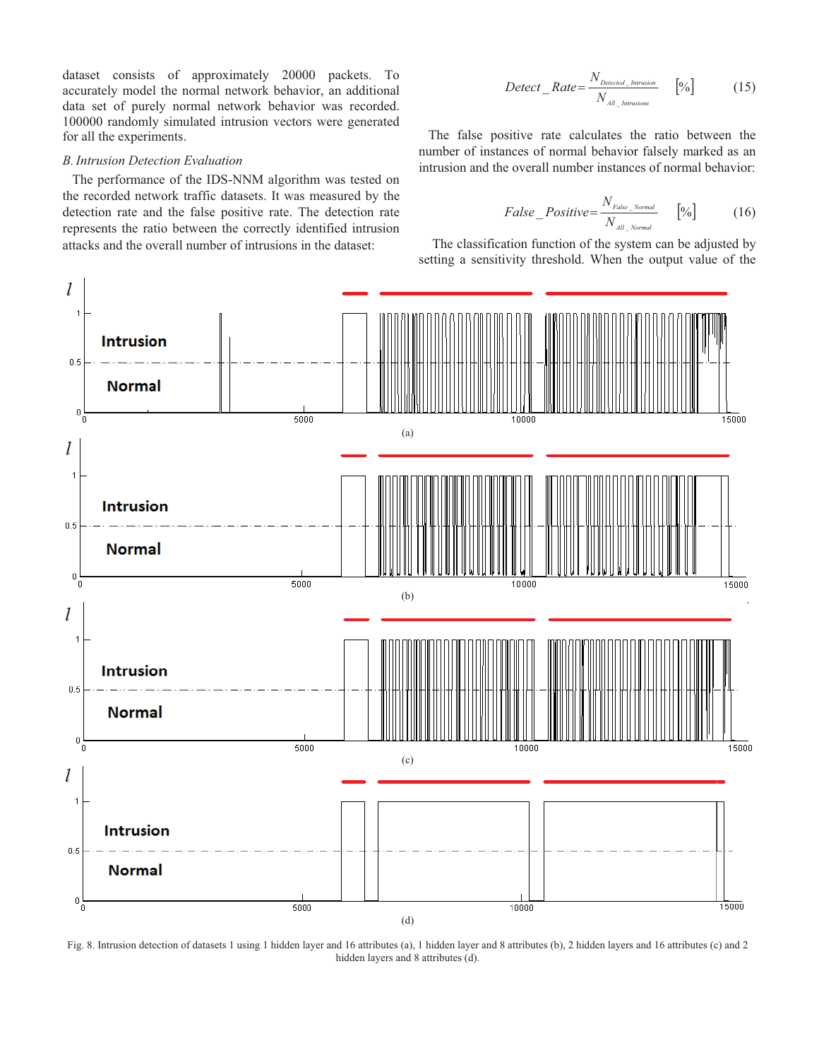dataset consists of approximately 20000 packets. To accurately model the normal network behavior, an additional data set of purely normal network behavior was recorded. 100000 randomly simulated intrusion vectors were generated for all the experiments.

### B. Intrusion Detection Evaluation

The performance of the IDS-NNM algorithm was tested on the recorded network traffic datasets. It was measured by the detection rate and the false positive rate. The detection rate represents the ratio between the correctly identified intrusion attacks and the overall number of intrusions in the dataset:

$$Detect\_Rate = \frac{N_{Detected\_Intrusion}}{N_{All\_Intrusions}} \quad [\%] \tag{15}$$

The false positive rate calculates the ratio between the number of instances of normal behavior falsely marked as an intrusion and the overall number instances of normal behavior:

$$False\_Positive = \frac{N_{False\_Normal}}{N_{All\_Normal}} \quad [\%] \tag{16}$$

The classification function of the system can be adjusted by setting a sensitivity threshold. When the output value of the

Fig. 8. Intrusion detection of datasets 1 using 1 hidden layer and 16 attributes (a), 1 hidden layer and 8 attributes (b), 2 hidden layers and 16 attributes (c) and 2 hidden layers and 8 attributes (d).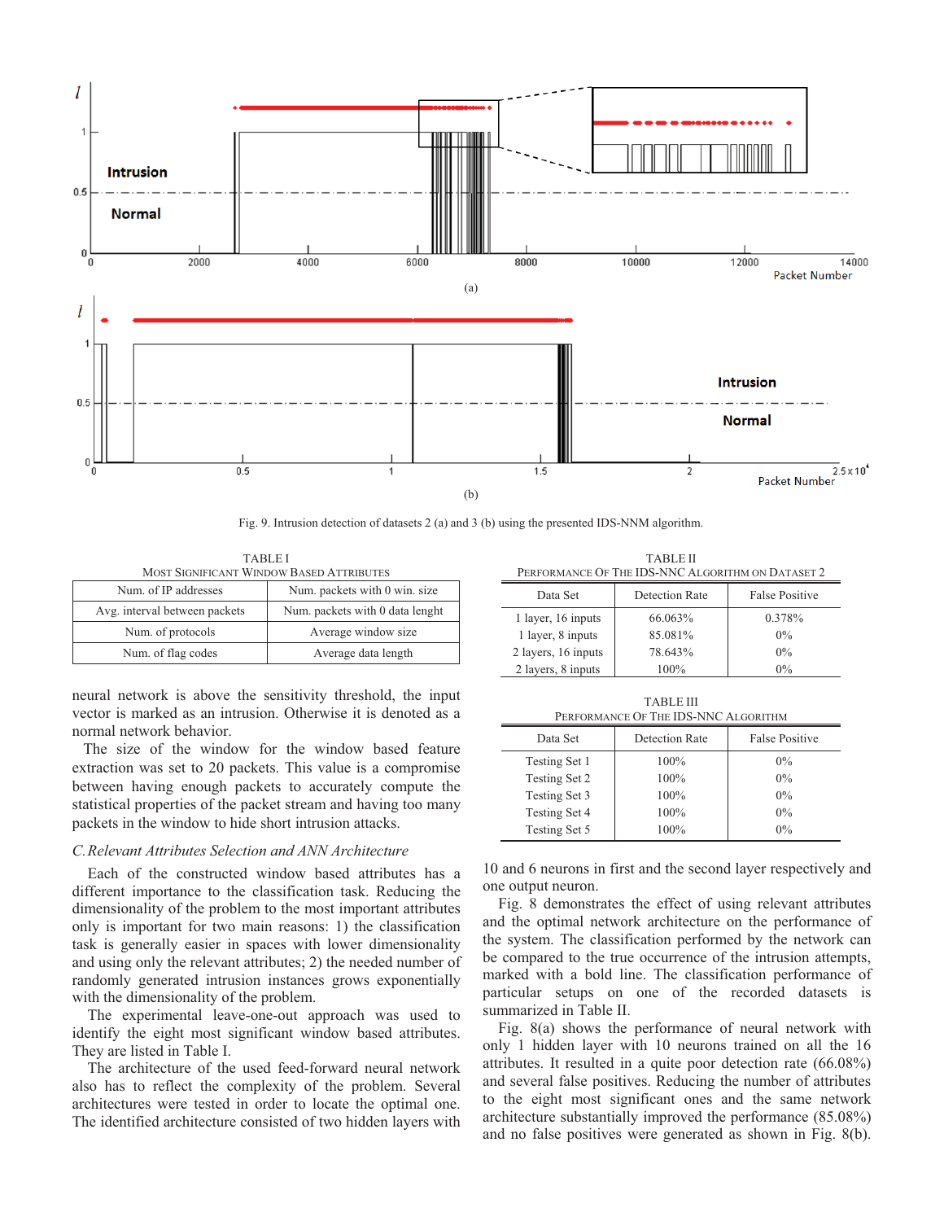Fig. 9. Intrusion detection of datasets 2 (a) and 3 (b) using the presented IDS-NNM algorithm.

TABLE I
MOST SIGNIFICANT WINDOW BASED ATTRIBUTES

| | |
|---|---|
| Num. of IP addresses | Num. packets with 0 win. size |
| Avg. interval between packets | Num. packets with 0 data lenght |
| Num. of protocols | Average window size |
| Num. of flag codes | Average data length |

neural network is above the sensitivity threshold, the input vector is marked as an intrusion. Otherwise it is denoted as a normal network behavior.

The size of the window for the window based feature extraction was set to 20 packets. This value is a compromise between having enough packets to accurately compute the statistical properties of the packet stream and having too many packets in the window to hide short intrusion attacks.

### *C. Relevant Attributes Selection and ANN Architecture*

Each of the constructed window based attributes has a different importance to the classification task. Reducing the dimensionality of the problem to the most important attributes only is important for two main reasons: 1) the classification task is generally easier in spaces with lower dimensionality and using only the relevant attributes; 2) the needed number of randomly generated intrusion instances grows exponentially with the dimensionality of the problem.

The experimental leave-one-out approach was used to identify the eight most significant window based attributes. They are listed in Table I.

The architecture of the used feed-forward neural network also has to reflect the complexity of the problem. Several architectures were tested in order to locate the optimal one. The identified architecture consisted of two hidden layers with 10 and 6 neurons in first and the second layer respectively and one output neuron.

TABLE II
PERFORMANCE OF THE IDS-NNC ALGORITHM ON DATASET 2

| Data Set | Detection Rate | False Positive |
|---|---|---|
| 1 layer, 16 inputs | 66.063% | 0.378% |
| 1 layer, 8 inputs | 85.081% | 0% |
| 2 layers, 16 inputs | 78.643% | 0% |
| 2 layers, 8 inputs | 100% | 0% |

TABLE III
PERFORMANCE OF THE IDS-NNC ALGORITHM

| Data Set | Detection Rate | False Positive |
|---|---|---|
| Testing Set 1 | 100% | 0% |
| Testing Set 2 | 100% | 0% |
| Testing Set 3 | 100% | 0% |
| Testing Set 4 | 100% | 0% |
| Testing Set 5 | 100% | 0% |

Fig. 8 demonstrates the effect of using relevant attributes and the optimal network architecture on the performance of the system. The classification performed by the network can be compared to the true occurrence of the intrusion attempts, marked with a bold line. The classification performance of particular setups on one of the recorded datasets is summarized in Table II.

Fig. 8(a) shows the performance of neural network with only 1 hidden layer with 10 neurons trained on all the 16 attributes. It resulted in a quite poor detection rate (66.08%) and several false positives. Reducing the number of attributes to the eight most significant ones and the same network architecture substantially improved the performance (85.08%) and no false positives were generated as shown in Fig. 8(b).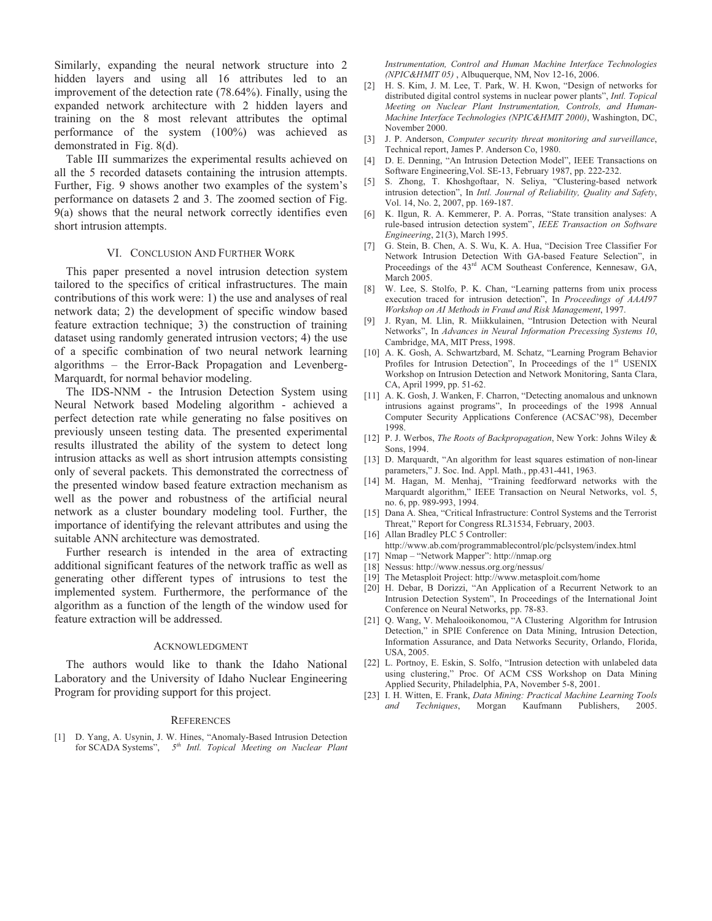Similarly, expanding the neural network structure into 2 hidden layers and using all 16 attributes led to an improvement of the detection rate (78.64%). Finally, using the expanded network architecture with 2 hidden layers and training on the 8 most relevant attributes the optimal performance of the system (100%) was achieved as demonstrated in Fig. 8(d).

Table III summarizes the experimental results achieved on all the 5 recorded datasets containing the intrusion attempts. Further, Fig. 9 shows another two examples of the system's performance on datasets 2 and 3. The zoomed section of Fig. 9(a) shows that the neural network correctly identifies even short intrusion attempts.

## VI. Conclusion And Further Work

This paper presented a novel intrusion detection system tailored to the specifics of critical infrastructures. The main contributions of this work were: 1) the use and analyses of real network data; 2) the development of specific window based feature extraction technique; 3) the construction of training dataset using randomly generated intrusion vectors; 4) the use of a specific combination of two neural network learning algorithms – the Error-Back Propagation and Levenberg-Marquardt, for normal behavior modeling.

The IDS-NNM - the Intrusion Detection System using Neural Network based Modeling algorithm - achieved a perfect detection rate while generating no false positives on previously unseen testing data. The presented experimental results illustrated the ability of the system to detect long intrusion attacks as well as short intrusion attempts consisting only of several packets. This demonstrated the correctness of the presented window based feature extraction mechanism as well as the power and robustness of the artificial neural network as a cluster boundary modeling tool. Further, the importance of identifying the relevant attributes and using the suitable ANN architecture was demostrated.

Further research is intended in the area of extracting additional significant features of the network traffic as well as generating other different types of intrusions to test the implemented system. Furthermore, the performance of the algorithm as a function of the length of the window used for feature extraction will be addressed.

## Acknowledgment

The authors would like to thank the Idaho National Laboratory and the University of Idaho Nuclear Engineering Program for providing support for this project.

## References

[1] D. Yang, A. Usynin, J. W. Hines, "Anomaly-Based Intrusion Detection for SCADA Systems", *5th Intl. Topical Meeting on Nuclear Plant Instrumentation, Control and Human Machine Interface Technologies (NPIC&HMIT 05)* , Albuquerque, NM, Nov 12-16, 2006.

[2] H. S. Kim, J. M. Lee, T. Park, W. H. Kwon, "Design of networks for distributed digital control systems in nuclear power plants", *Intl. Topical Meeting on Nuclear Plant Instrumentation, Controls, and Human-Machine Interface Technologies (NPIC&HMIT 2000)*, Washington, DC, November 2000.

[3] J. P. Anderson, *Computer security threat monitoring and surveillance*, Technical report, James P. Anderson Co, 1980.

[4] D. E. Denning, "An Intrusion Detection Model", IEEE Transactions on Software Engineering,Vol. SE-13, February 1987, pp. 222-232.

[5] S. Zhong, T. Khoshgoftaar, N. Seliya, "Clustering-based network intrusion detection", In *Intl. Journal of Reliability, Quality and Safety*, Vol. 14, No. 2, 2007, pp. 169-187.

[6] K. Ilgun, R. A. Kemmerer, P. A. Porras, "State transition analyses: A rule-based intrusion detection system", *IEEE Transaction on Software Engineering*, 21(3), March 1995.

[7] G. Stein, B. Chen, A. S. Wu, K. A. Hua, "Decision Tree Classifier For Network Intrusion Detection With GA-based Feature Selection", in Proceedings of the 43rd ACM Southeast Conference, Kennesaw, GA, March 2005.

[8] W. Lee, S. Stolfo, P. K. Chan, "Learning patterns from unix process execution traced for intrusion detection", In *Proceedings of AAAI97 Workshop on AI Methods in Fraud and Risk Management*, 1997.

[9] J. Ryan, M. Llin, R. Miikkulainen, "Intrusion Detection with Neural Networks", In *Advances in Neural Information Precessing Systems 10*, Cambridge, MA, MIT Press, 1998.

[10] A. K. Gosh, A. Schwartzbard, M. Schatz, "Learning Program Behavior Profiles for Intrusion Detection", In Proceedings of the 1st USENIX Workshop on Intrusion Detection and Network Monitoring, Santa Clara, CA, April 1999, pp. 51-62.

[11] A. K. Gosh, J. Wanken, F. Charron, "Detecting anomalous and unknown intrusions against programs", In proceedings of the 1998 Annual Computer Security Applications Conference (ACSAC'98), December 1998.

[12] P. J. Werbos, *The Roots of Backpropagation*, New York: Johns Wiley & Sons, 1994.

[13] D. Marquardt, "An algorithm for least squares estimation of non-linear parameters," J. Soc. Ind. Appl. Math., pp.431-441, 1963.

[14] M. Hagan, M. Menhaj, "Training feedforward networks with the Marquardt algorithm," IEEE Transaction on Neural Networks, vol. 5, no. 6, pp. 989-993, 1994.

[15] Dana A. Shea, "Critical Infrastructure: Control Systems and the Terrorist Threat," Report for Congress RL31534, February, 2003.

[16] Allan Bradley PLC 5 Controller: http://www.ab.com/programmablecontrol/plc/pclsystem/index.html

[17] Nmap – "Network Mapper": http://nmap.org

[18] Nessus: http://www.nessus.org/nessus/

[19] The Metasploit Project: http://www.metasploit.com/home

[20] H. Debar, B Dorizzi, "An Application of a Recurrent Network to an Intrusion Detection System", In Proceedings of the International Joint Conference on Neural Networks, pp. 78-83.

[21] Q. Wang, V. Mehalooikonomou, "A Clustering Algorithm for Intrusion Detection," in SPIE Conference on Data Mining, Intrusion Detection, Information Assurance, and Data Networks Security, Orlando, Florida, USA, 2005.

[22] L. Portnoy, E. Eskin, S. Solfo, "Intrusion detection with unlabeled data using clustering," Proc. Of ACM CSS Workshop on Data Mining Applied Security, Philadelphia, PA, November 5-8, 2001.

[23] I. H. Witten, E. Frank, *Data Mining: Practical Machine Learning Tools and Techniques*, Morgan Kaufmann Publishers, 2005.